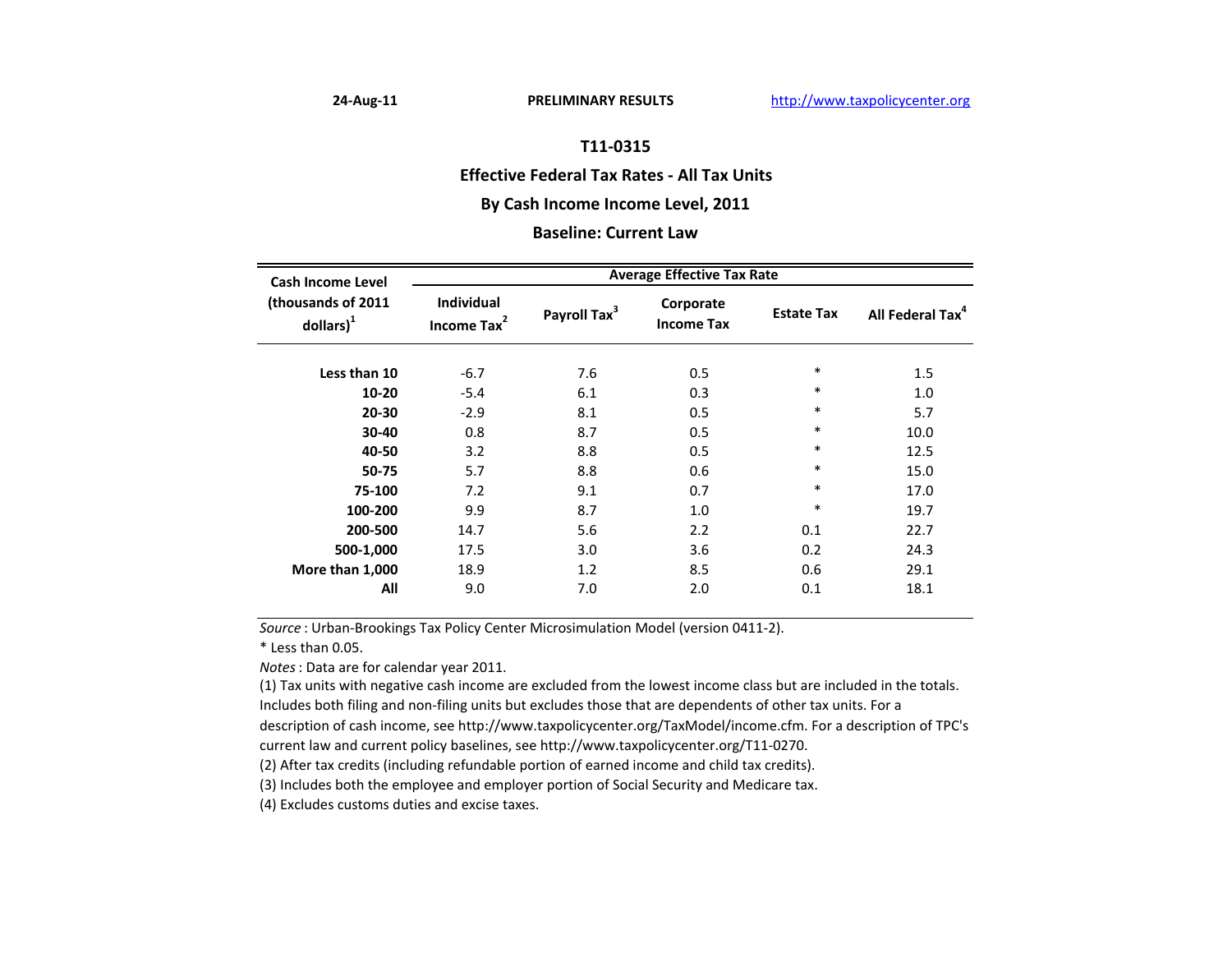24-Aug-11 PRELIMINARY RESULTS http://www.taxpolicycenter.org

## T11-0315

## Effective Federal Tax Rates - All Tax Units

## By Cash Income Income Level, 2011

## Baseline: Current Law

| Cash Income Level (thousands of 2011 dollars)[1] | Average Effective Tax Rate | | | | |
|---|---|---|---|---|---|
| | Individual Income Tax[2] | Payroll Tax[3] | Corporate Income Tax | Estate Tax | All Federal Tax[4] |
| **Less than 10** | -6.7 | 7.6 | 0.5 | * | 1.5 |
| **10-20** | -5.4 | 6.1 | 0.3 | * | 1.0 |
| **20-30** | -2.9 | 8.1 | 0.5 | * | 5.7 |
| **30-40** | 0.8 | 8.7 | 0.5 | * | 10.0 |
| **40-50** | 3.2 | 8.8 | 0.5 | * | 12.5 |
| **50-75** | 5.7 | 8.8 | 0.6 | * | 15.0 |
| **75-100** | 7.2 | 9.1 | 0.7 | * | 17.0 |
| **100-200** | 9.9 | 8.7 | 1.0 | * | 19.7 |
| **200-500** | 14.7 | 5.6 | 2.2 | 0.1 | 22.7 |
| **500-1,000** | 17.5 | 3.0 | 3.6 | 0.2 | 24.3 |
| **More than 1,000** | 18.9 | 1.2 | 8.5 | 0.6 | 29.1 |
| **All** | 9.0 | 7.0 | 2.0 | 0.1 | 18.1 |

*Source* : Urban-Brookings Tax Policy Center Microsimulation Model (version 0411-2).

* Less than 0.05.

*Notes* : Data are for calendar year 2011.

(1) Tax units with negative cash income are excluded from the lowest income class but are included in the totals. Includes both filing and non-filing units but excludes those that are dependents of other tax units. For a description of cash income, see http://www.taxpolicycenter.org/TaxModel/income.cfm. For a description of TPC's current law and current policy baselines, see http://www.taxpolicycenter.org/T11-0270.

(2) After tax credits (including refundable portion of earned income and child tax credits).

(3) Includes both the employee and employer portion of Social Security and Medicare tax.

(4) Excludes customs duties and excise taxes.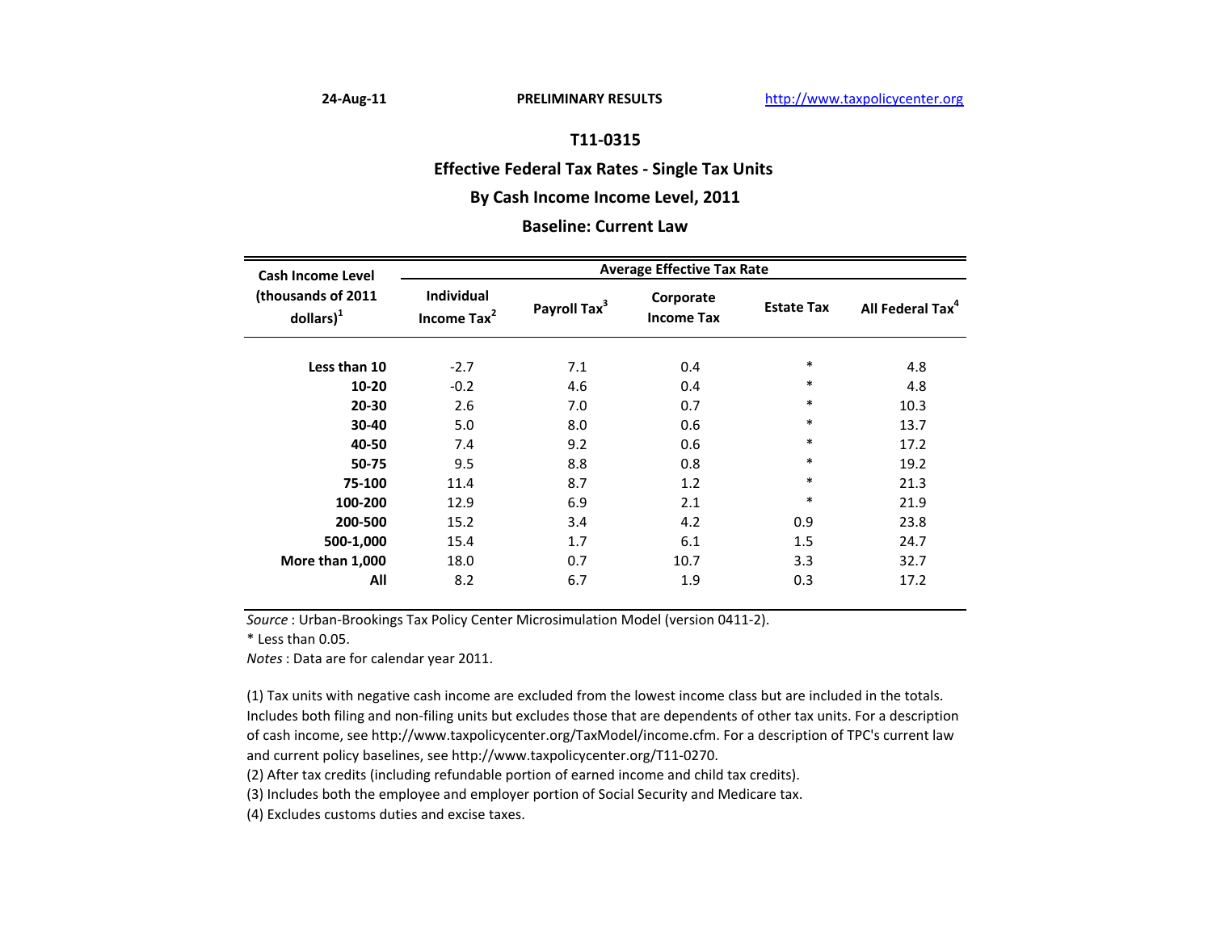24-Aug-11 **PRELIMINARY RESULTS** http://www.taxpolicycenter.org

## T11-0315

## Effective Federal Tax Rates - Single Tax Units

## By Cash Income Income Level, 2011

## Baseline: Current Law

| Cash Income Level (thousands of 2011 dollars)[1] | Average Effective Tax Rate | | | | |
|---|---|---|---|---|---|
| | Individual Income Tax[2] | Payroll Tax[3] | Corporate Income Tax | Estate Tax | All Federal Tax[4] |
| **Less than 10** | -2.7 | 7.1 | 0.4 | * | 4.8 |
| **10-20** | -0.2 | 4.6 | 0.4 | * | 4.8 |
| **20-30** | 2.6 | 7.0 | 0.7 | * | 10.3 |
| **30-40** | 5.0 | 8.0 | 0.6 | * | 13.7 |
| **40-50** | 7.4 | 9.2 | 0.6 | * | 17.2 |
| **50-75** | 9.5 | 8.8 | 0.8 | * | 19.2 |
| **75-100** | 11.4 | 8.7 | 1.2 | * | 21.3 |
| **100-200** | 12.9 | 6.9 | 2.1 | * | 21.9 |
| **200-500** | 15.2 | 3.4 | 4.2 | 0.9 | 23.8 |
| **500-1,000** | 15.4 | 1.7 | 6.1 | 1.5 | 24.7 |
| **More than 1,000** | 18.0 | 0.7 | 10.7 | 3.3 | 32.7 |
| **All** | 8.2 | 6.7 | 1.9 | 0.3 | 17.2 |

*Source* : Urban-Brookings Tax Policy Center Microsimulation Model (version 0411-2).

* Less than 0.05.

*Notes* : Data are for calendar year 2011.

(1) Tax units with negative cash income are excluded from the lowest income class but are included in the totals. Includes both filing and non-filing units but excludes those that are dependents of other tax units. For a description of cash income, see http://www.taxpolicycenter.org/TaxModel/income.cfm. For a description of TPC's current law and current policy baselines, see http://www.taxpolicycenter.org/T11-0270.

(2) After tax credits (including refundable portion of earned income and child tax credits).

(3) Includes both the employee and employer portion of Social Security and Medicare tax.

(4) Excludes customs duties and excise taxes.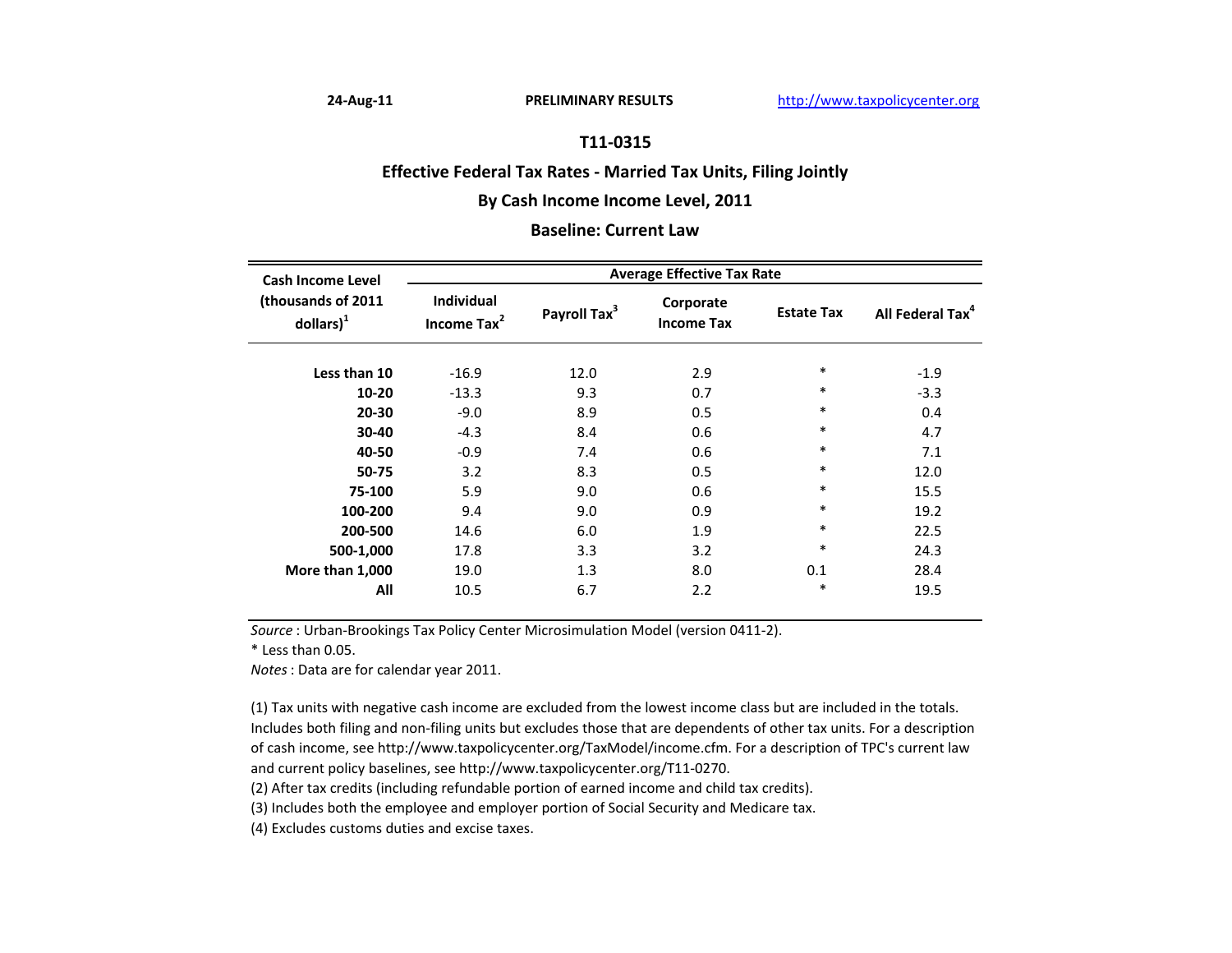24-Aug-11 **PRELIMINARY RESULTS** http://www.taxpolicycenter.org

## T11-0315

## Effective Federal Tax Rates - Married Tax Units, Filing Jointly

## By Cash Income Income Level, 2011

## Baseline: Current Law

| Cash Income Level (thousands of 2011 dollars)[1] | Average Effective Tax Rate | | | | |
|---|---|---|---|---|---|
| | Individual Income Tax[2] | Payroll Tax[3] | Corporate Income Tax | Estate Tax | All Federal Tax[4] |
| **Less than 10** | -16.9 | 12.0 | 2.9 | * | -1.9 |
| **10-20** | -13.3 | 9.3 | 0.7 | * | -3.3 |
| **20-30** | -9.0 | 8.9 | 0.5 | * | 0.4 |
| **30-40** | -4.3 | 8.4 | 0.6 | * | 4.7 |
| **40-50** | -0.9 | 7.4 | 0.6 | * | 7.1 |
| **50-75** | 3.2 | 8.3 | 0.5 | * | 12.0 |
| **75-100** | 5.9 | 9.0 | 0.6 | * | 15.5 |
| **100-200** | 9.4 | 9.0 | 0.9 | * | 19.2 |
| **200-500** | 14.6 | 6.0 | 1.9 | * | 22.5 |
| **500-1,000** | 17.8 | 3.3 | 3.2 | * | 24.3 |
| **More than 1,000** | 19.0 | 1.3 | 8.0 | 0.1 | 28.4 |
| **All** | 10.5 | 6.7 | 2.2 | * | 19.5 |

*Source* : Urban-Brookings Tax Policy Center Microsimulation Model (version 0411-2).

* Less than 0.05.

*Notes* : Data are for calendar year 2011.

(1) Tax units with negative cash income are excluded from the lowest income class but are included in the totals. Includes both filing and non-filing units but excludes those that are dependents of other tax units. For a description of cash income, see http://www.taxpolicycenter.org/TaxModel/income.cfm. For a description of TPC's current law and current policy baselines, see http://www.taxpolicycenter.org/T11-0270.

(2) After tax credits (including refundable portion of earned income and child tax credits).

(3) Includes both the employee and employer portion of Social Security and Medicare tax.

(4) Excludes customs duties and excise taxes.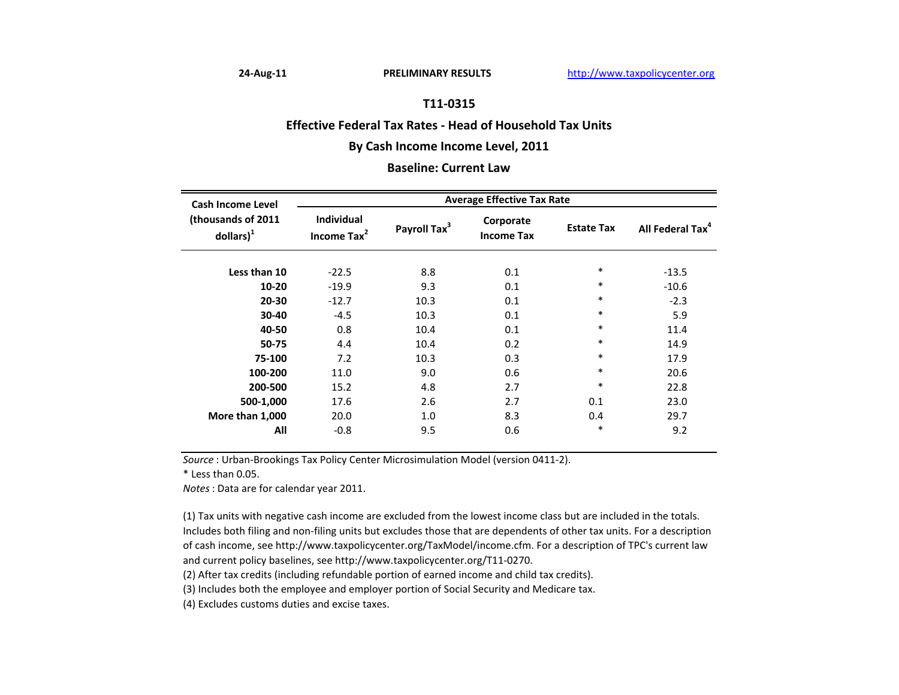24-Aug-11 PRELIMINARY RESULTS http://www.taxpolicycenter.org

# T11-0315

## Effective Federal Tax Rates - Head of Household Tax Units

## By Cash Income Income Level, 2011

## Baseline: Current Law

| Cash Income Level (thousands of 2011 dollars)[1] | Average Effective Tax Rate | | | | |
|---|---|---|---|---|---|
| | Individual Income Tax[2] | Payroll Tax[3] | Corporate Income Tax | Estate Tax | All Federal Tax[4] |
| **Less than 10** | -22.5 | 8.8 | 0.1 | * | -13.5 |
| **10-20** | -19.9 | 9.3 | 0.1 | * | -10.6 |
| **20-30** | -12.7 | 10.3 | 0.1 | * | -2.3 |
| **30-40** | -4.5 | 10.3 | 0.1 | * | 5.9 |
| **40-50** | 0.8 | 10.4 | 0.1 | * | 11.4 |
| **50-75** | 4.4 | 10.4 | 0.2 | * | 14.9 |
| **75-100** | 7.2 | 10.3 | 0.3 | * | 17.9 |
| **100-200** | 11.0 | 9.0 | 0.6 | * | 20.6 |
| **200-500** | 15.2 | 4.8 | 2.7 | * | 22.8 |
| **500-1,000** | 17.6 | 2.6 | 2.7 | 0.1 | 23.0 |
| **More than 1,000** | 20.0 | 1.0 | 8.3 | 0.4 | 29.7 |
| **All** | -0.8 | 9.5 | 0.6 | * | 9.2 |

*Source* : Urban-Brookings Tax Policy Center Microsimulation Model (version 0411-2).

* Less than 0.05.

*Notes* : Data are for calendar year 2011.

(1) Tax units with negative cash income are excluded from the lowest income class but are included in the totals. Includes both filing and non-filing units but excludes those that are dependents of other tax units. For a description of cash income, see http://www.taxpolicycenter.org/TaxModel/income.cfm. For a description of TPC's current law and current policy baselines, see http://www.taxpolicycenter.org/T11-0270.

(2) After tax credits (including refundable portion of earned income and child tax credits).

(3) Includes both the employee and employer portion of Social Security and Medicare tax.

(4) Excludes customs duties and excise taxes.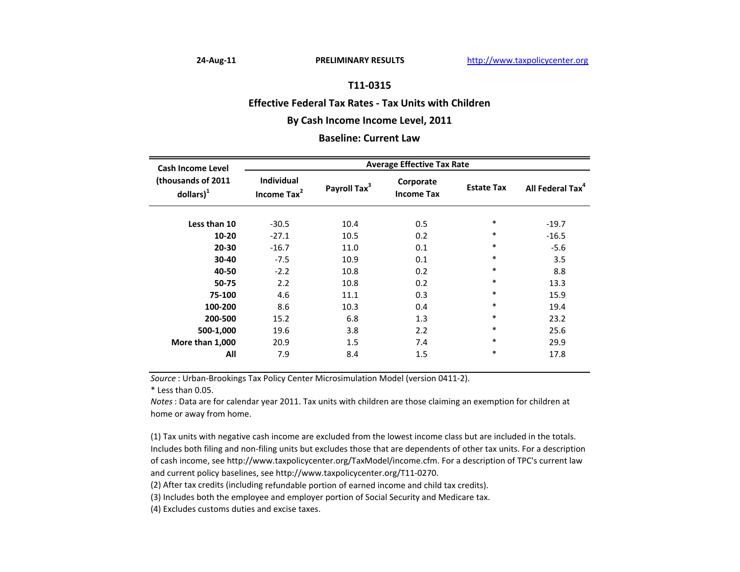24-Aug-11 PRELIMINARY RESULTS http://www.taxpolicycenter.org

# T11-0315

## Effective Federal Tax Rates - Tax Units with Children

## By Cash Income Income Level, 2011

## Baseline: Current Law

| Cash Income Level (thousands of 2011 dollars)[1] | Average Effective Tax Rate | | | | |
|---|---|---|---|---|---|
| | Individual Income Tax[2] | Payroll Tax[3] | Corporate Income Tax | Estate Tax | All Federal Tax[4] |
| **Less than 10** | -30.5 | 10.4 | 0.5 | * | -19.7 |
| **10-20** | -27.1 | 10.5 | 0.2 | * | -16.5 |
| **20-30** | -16.7 | 11.0 | 0.1 | * | -5.6 |
| **30-40** | -7.5 | 10.9 | 0.1 | * | 3.5 |
| **40-50** | -2.2 | 10.8 | 0.2 | * | 8.8 |
| **50-75** | 2.2 | 10.8 | 0.2 | * | 13.3 |
| **75-100** | 4.6 | 11.1 | 0.3 | * | 15.9 |
| **100-200** | 8.6 | 10.3 | 0.4 | * | 19.4 |
| **200-500** | 15.2 | 6.8 | 1.3 | * | 23.2 |
| **500-1,000** | 19.6 | 3.8 | 2.2 | * | 25.6 |
| **More than 1,000** | 20.9 | 1.5 | 7.4 | * | 29.9 |
| **All** | 7.9 | 8.4 | 1.5 | * | 17.8 |

*Source* : Urban-Brookings Tax Policy Center Microsimulation Model (version 0411-2).

* Less than 0.05.

*Notes* : Data are for calendar year 2011. Tax units with children are those claiming an exemption for children at home or away from home.

(1) Tax units with negative cash income are excluded from the lowest income class but are included in the totals. Includes both filing and non-filing units but excludes those that are dependents of other tax units. For a description of cash income, see http://www.taxpolicycenter.org/TaxModel/income.cfm. For a description of TPC's current law and current policy baselines, see http://www.taxpolicycenter.org/T11-0270.

(2) After tax credits (including refundable portion of earned income and child tax credits).

(3) Includes both the employee and employer portion of Social Security and Medicare tax.

(4) Excludes customs duties and excise taxes.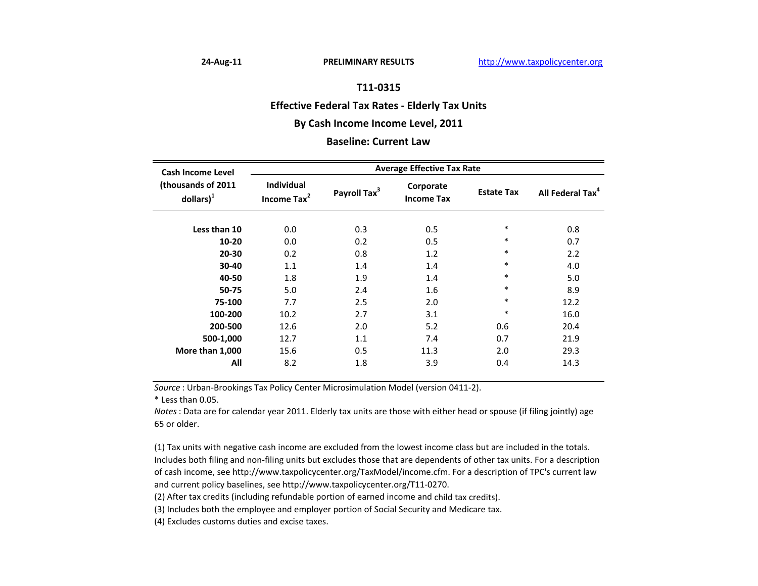24-Aug-11 **PRELIMINARY RESULTS** http://www.taxpolicycenter.org

## T11-0315

## Effective Federal Tax Rates - Elderly Tax Units

## By Cash Income Income Level, 2011

## Baseline: Current Law

| Cash Income Level (thousands of 2011 dollars)[1] | Average Effective Tax Rate | | | | |
|---|---|---|---|---|---|
| | Individual Income Tax[2] | Payroll Tax[3] | Corporate Income Tax | Estate Tax | All Federal Tax[4] |
| Less than 10 | 0.0 | 0.3 | 0.5 | * | 0.8 |
| 10-20 | 0.0 | 0.2 | 0.5 | * | 0.7 |
| 20-30 | 0.2 | 0.8 | 1.2 | * | 2.2 |
| 30-40 | 1.1 | 1.4 | 1.4 | * | 4.0 |
| 40-50 | 1.8 | 1.9 | 1.4 | * | 5.0 |
| 50-75 | 5.0 | 2.4 | 1.6 | * | 8.9 |
| 75-100 | 7.7 | 2.5 | 2.0 | * | 12.2 |
| 100-200 | 10.2 | 2.7 | 3.1 | * | 16.0 |
| 200-500 | 12.6 | 2.0 | 5.2 | 0.6 | 20.4 |
| 500-1,000 | 12.7 | 1.1 | 7.4 | 0.7 | 21.9 |
| More than 1,000 | 15.6 | 0.5 | 11.3 | 2.0 | 29.3 |
| All | 8.2 | 1.8 | 3.9 | 0.4 | 14.3 |

*Source* : Urban-Brookings Tax Policy Center Microsimulation Model (version 0411-2).

* Less than 0.05.

*Notes* : Data are for calendar year 2011. Elderly tax units are those with either head or spouse (if filing jointly) age 65 or older.

(1) Tax units with negative cash income are excluded from the lowest income class but are included in the totals. Includes both filing and non-filing units but excludes those that are dependents of other tax units. For a description of cash income, see http://www.taxpolicycenter.org/TaxModel/income.cfm. For a description of TPC's current law and current policy baselines, see http://www.taxpolicycenter.org/T11-0270.

(2) After tax credits (including refundable portion of earned income and child tax credits).

(3) Includes both the employee and employer portion of Social Security and Medicare tax.

(4) Excludes customs duties and excise taxes.